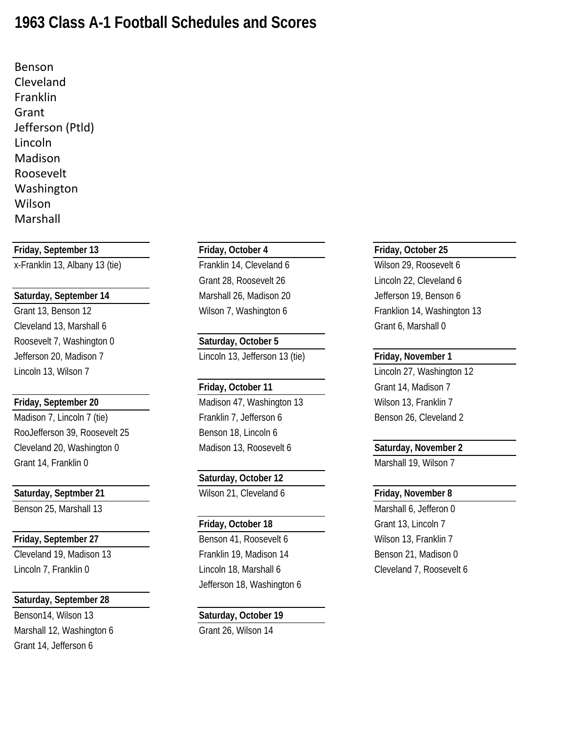# 1963 Class A-1 Football Schedules and Scores

Benson
Cleveland
Franklin
Grant
Jefferson (Ptld)
Lincoln
Madison
Roosevelt
Washington
Wilson
Marshall

**Friday, September 13**

x-Franklin 13, Albany 13 (tie)

**Saturday, September 14**

Grant 13, Benson 12
Cleveland 13, Marshall 6
Roosevelt 7, Washington 0
Jefferson 20, Madison 7
Lincoln 13, Wilson 7

**Friday, September 20**

Madison 7, Lincoln 7 (tie)
RooJefferson 39, Roosevelt 25
Cleveland 20, Washington 0
Grant 14, Franklin 0

**Saturday, Septmber 21**

Benson 25, Marshall 13

**Friday, September 27**

Cleveland 19, Madison 13
Lincoln 7, Franklin 0

**Saturday, September 28**

Benson14, Wilson 13
Marshall 12, Washington 6
Grant 14, Jefferson 6

**Friday, October 4**

Franklin 14, Cleveland 6
Grant 28, Roosevelt 26
Marshall 26, Madison 20
Wilson 7, Washington 6

**Saturday, October 5**

Lincoln 13, Jefferson 13 (tie)

**Friday, October 11**

Madison 47, Washington 13
Franklin 7, Jefferson 6
Benson 18, Lincoln 6
Madison 13, Roosevelt 6

**Saturday, October 12**

Wilson 21, Cleveland 6

**Friday, October 18**

Benson 41, Roosevelt 6
Franklin 19, Madison 14
Lincoln 18, Marshall 6
Jefferson 18, Washington 6

**Saturday, October 19**

Grant 26, Wilson 14

**Friday, October 25**

Wilson 29, Roosevelt 6
Lincoln 22, Cleveland 6
Jefferson 19, Benson 6
Franklion 14, Washington 13
Grant 6, Marshall 0

**Friday, November 1**

Lincoln 27, Washington 12
Grant 14, Madison 7
Wilson 13, Franklin 7
Benson 26, Cleveland 2

**Saturday, November 2**

Marshall 19, Wilson 7

**Friday, November 8**

Marshall 6, Jefferon 0
Grant 13, Lincoln 7
Wilson 13, Franklin 7
Benson 21, Madison 0
Cleveland 7, Roosevelt 6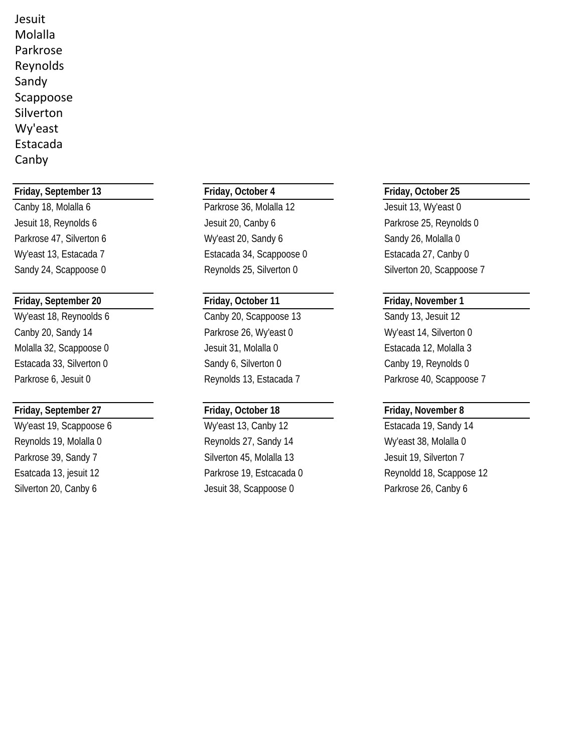Jesuit
Molalla
Parkrose
Reynolds
Sandy
Scappoose
Silverton
Wy'east
Estacada
Canby

**Friday, September 13**

Canby 18, Molalla 6
Jesuit 18, Reynolds 6
Parkrose 47, Silverton 6
Wy'east 13, Estacada 7
Sandy 24, Scappoose 0

**Friday, September 20**

Wy'east 18, Reynoolds 6
Canby 20, Sandy 14
Molalla 32, Scappoose 0
Estacada 33, Silverton 0
Parkrose 6, Jesuit 0

**Friday, September 27**

Wy'east 19, Scappoose 6
Reynolds 19, Molalla 0
Parkrose 39, Sandy 7
Esatcada 13, jesuit 12
Silverton 20, Canby 6

**Friday, October 4**

Parkrose 36, Molalla 12
Jesuit 20, Canby 6
Wy'east 20, Sandy 6
Estacada 34, Scappoose 0
Reynolds 25, Silverton 0

**Friday, October 11**

Canby 20, Scappoose 13
Parkrose 26, Wy'east 0
Jesuit 31, Molalla 0
Sandy 6, Silverton 0
Reynolds 13, Estacada 7

**Friday, October 18**

Wy'east 13, Canby 12
Reynolds 27, Sandy 14
Silverton 45, Molalla 13
Parkrose 19, Estcacada 0
Jesuit 38, Scappoose 0

**Friday, October 25**

Jesuit 13, Wy'east 0
Parkrose 25, Reynolds 0
Sandy 26, Molalla 0
Estacada 27, Canby 0
Silverton 20, Scappoose 7

**Friday, November 1**

Sandy 13, Jesuit 12
Wy'east 14, Silverton 0
Estacada 12, Molalla 3
Canby 19, Reynolds 0
Parkrose 40, Scappoose 7

**Friday, November 8**

Estacada 19, Sandy 14
Wy'east 38, Molalla 0
Jesuit 19, Silverton 7
Reynoldd 18, Scappose 12
Parkrose 26, Canby 6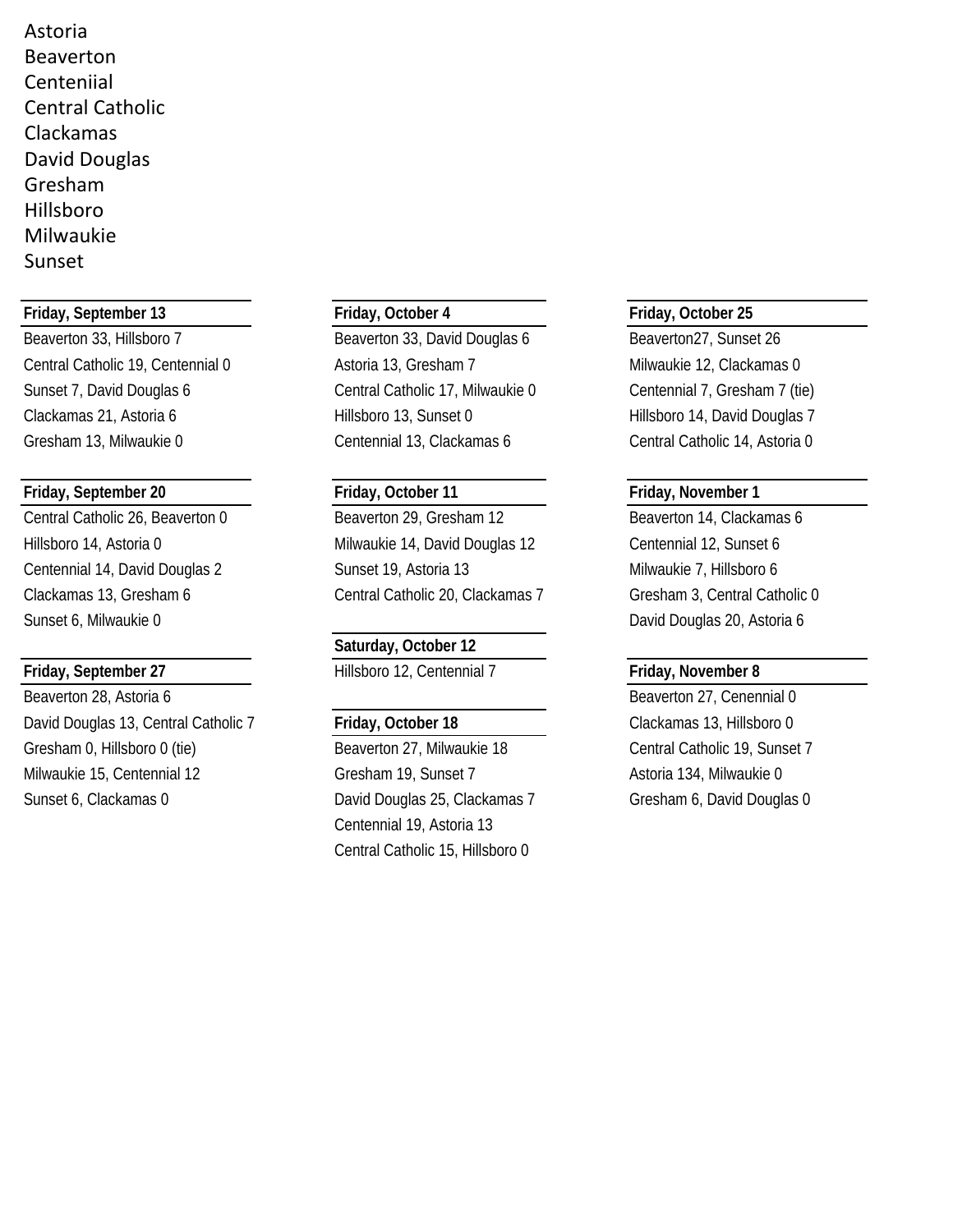Astoria
Beaverton
Centeniial
Central Catholic
Clackamas
David Douglas
Gresham
Hillsboro
Milwaukie
Sunset

**Friday, September 13**

Beaverton 33, Hillsboro 7
Central Catholic 19, Centennial 0
Sunset 7, David Douglas 6
Clackamas 21, Astoria 6
Gresham 13, Milwaukie 0

**Friday, September 20**

Central Catholic 26, Beaverton 0
Hillsboro 14, Astoria 0
Centennial 14, David Douglas 2
Clackamas 13, Gresham 6
Sunset 6, Milwaukie 0

**Friday, September 27**

Beaverton 28, Astoria 6
David Douglas 13, Central Catholic 7
Gresham 0, Hillsboro 0 (tie)
Milwaukie 15, Centennial 12
Sunset 6, Clackamas 0

**Friday, October 4**

Beaverton 33, David Douglas 6
Astoria 13, Gresham 7
Central Catholic 17, Milwaukie 0
Hillsboro 13, Sunset 0
Centennial 13, Clackamas 6

**Friday, October 11**

Beaverton 29, Gresham 12
Milwaukie 14, David Douglas 12
Sunset 19, Astoria 13
Central Catholic 20, Clackamas 7

**Saturday, October 12**

Hillsboro 12, Centennial 7

**Friday, October 18**

Beaverton 27, Milwaukie 18
Gresham 19, Sunset 7
David Douglas 25, Clackamas 7
Centennial 19, Astoria 13
Central Catholic 15, Hillsboro 0

**Friday, October 25**

Beaverton27, Sunset 26
Milwaukie 12, Clackamas 0
Centennial 7, Gresham 7 (tie)
Hillsboro 14, David Douglas 7
Central Catholic 14, Astoria 0

**Friday, November 1**

Beaverton 14, Clackamas 6
Centennial 12, Sunset 6
Milwaukie 7, Hillsboro 6
Gresham 3, Central Catholic 0
David Douglas 20, Astoria 6

**Friday, November 8**

Beaverton 27, Cenennial 0
Clackamas 13, Hillsboro 0
Central Catholic 19, Sunset 7
Astoria 134, Milwaukie 0
Gresham 6, David Douglas 0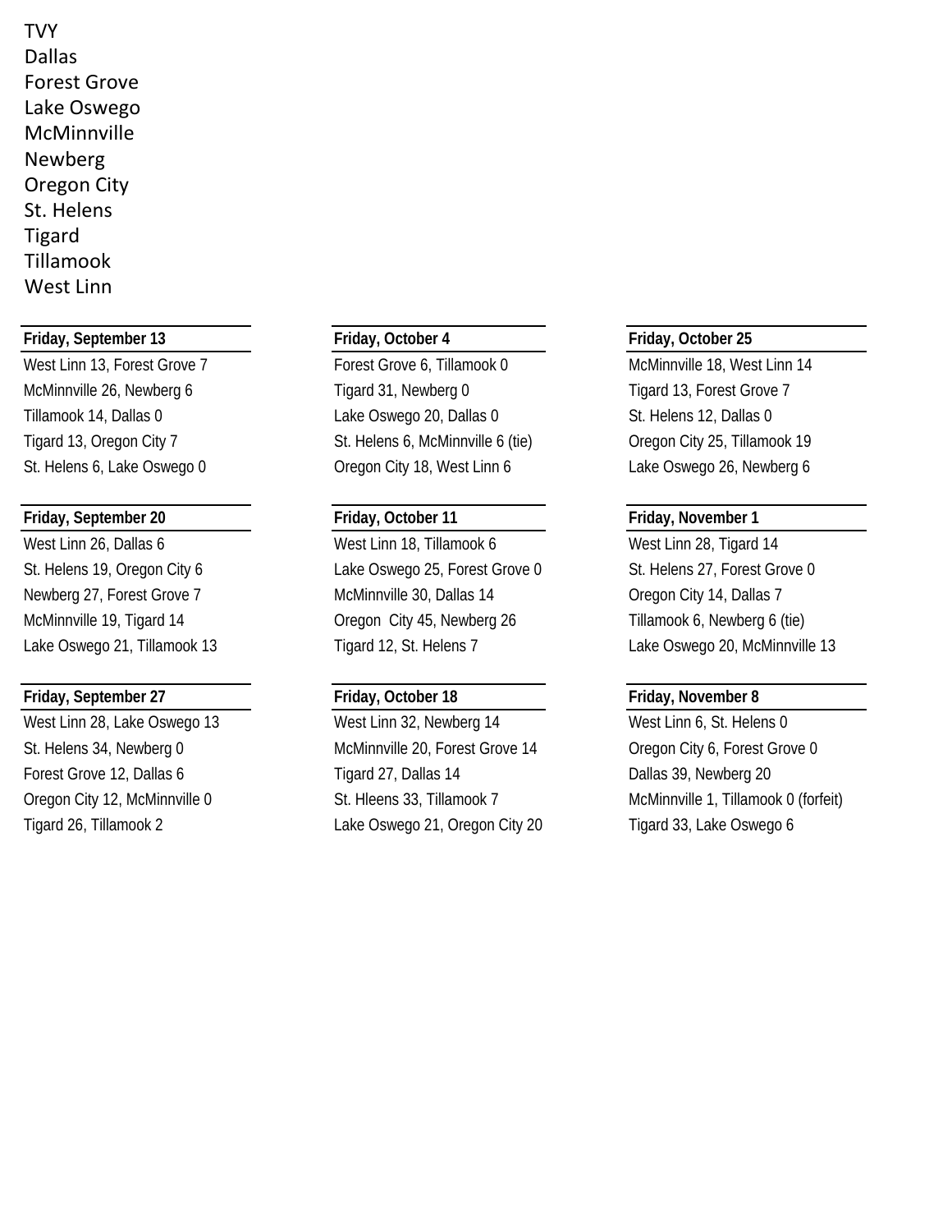TVY
Dallas
Forest Grove
Lake Oswego
McMinnville
Newberg
Oregon City
St. Helens
Tigard
Tillamook
West Linn

**Friday, September 13**

West Linn 13, Forest Grove 7
McMinnville 26, Newberg 6
Tillamook 14, Dallas 0
Tigard 13, Oregon City 7
St. Helens 6, Lake Oswego 0

**Friday, September 20**

West Linn 26, Dallas 6
St. Helens 19, Oregon City 6
Newberg 27, Forest Grove 7
McMinnville 19, Tigard 14
Lake Oswego 21, Tillamook 13

**Friday, September 27**

West Linn 28, Lake Oswego 13
St. Helens 34, Newberg 0
Forest Grove 12, Dallas 6
Oregon City 12, McMinnville 0
Tigard 26, Tillamook 2

**Friday, October 4**

Forest Grove 6, Tillamook 0
Tigard 31, Newberg 0
Lake Oswego 20, Dallas 0
St. Helens 6, McMinnville 6 (tie)
Oregon City 18, West Linn 6

**Friday, October 11**

West Linn 18, Tillamook 6
Lake Oswego 25, Forest Grove 0
McMinnville 30, Dallas 14
Oregon City 45, Newberg 26
Tigard 12, St. Helens 7

**Friday, October 18**

West Linn 32, Newberg 14
McMinnville 20, Forest Grove 14
Tigard 27, Dallas 14
St. Hleens 33, Tillamook 7
Lake Oswego 21, Oregon City 20

**Friday, October 25**

McMinnville 18, West Linn 14
Tigard 13, Forest Grove 7
St. Helens 12, Dallas 0
Oregon City 25, Tillamook 19
Lake Oswego 26, Newberg 6

**Friday, November 1**

West Linn 28, Tigard 14
St. Helens 27, Forest Grove 0
Oregon City 14, Dallas 7
Tillamook 6, Newberg 6 (tie)
Lake Oswego 20, McMinnville 13

**Friday, November 8**

West Linn 6, St. Helens 0
Oregon City 6, Forest Grove 0
Dallas 39, Newberg 20
McMinnville 1, Tillamook 0 (forfeit)
Tigard 33, Lake Oswego 6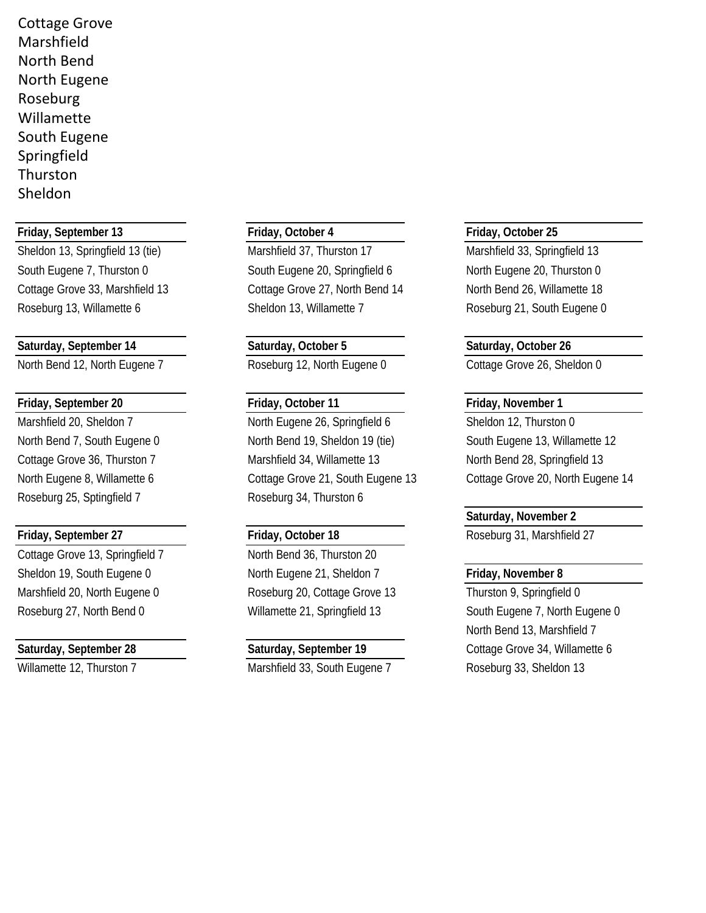Cottage Grove
Marshfield
North Bend
North Eugene
Roseburg
Willamette
South Eugene
Springfield
Thurston
Sheldon

**Friday, September 13**

Sheldon 13, Springfield 13 (tie)
South Eugene 7, Thurston 0
Cottage Grove 33, Marshfield 13
Roseburg 13, Willamette 6

**Saturday, September 14**

North Bend 12, North Eugene 7

**Friday, September 20**

Marshfield 20, Sheldon 7
North Bend 7, South Eugene 0
Cottage Grove 36, Thurston 7
North Eugene 8, Willamette 6
Roseburg 25, Sptingfield 7

**Friday, September 27**

Cottage Grove 13, Springfield 7
Sheldon 19, South Eugene 0
Marshfield 20, North Eugene 0
Roseburg 27, North Bend 0

**Saturday, September 28**

Willamette 12, Thurston 7

**Friday, October 4**

Marshfield 37, Thurston 17
South Eugene 20, Springfield 6
Cottage Grove 27, North Bend 14
Sheldon 13, Willamette 7

**Saturday, October 5**

Roseburg 12, North Eugene 0

**Friday, October 11**

North Eugene 26, Springfield 6
North Bend 19, Sheldon 19 (tie)
Marshfield 34, Willamette 13
Cottage Grove 21, South Eugene 13
Roseburg 34, Thurston 6

**Friday, October 18**

North Bend 36, Thurston 20
North Eugene 21, Sheldon 7
Roseburg 20, Cottage Grove 13
Willamette 21, Springfield 13

**Saturday, September 19**

Marshfield 33, South Eugene 7

**Friday, October 25**

Marshfield 33, Springfield 13
North Eugene 20, Thurston 0
North Bend 26, Willamette 18
Roseburg 21, South Eugene 0

**Saturday, October 26**

Cottage Grove 26, Sheldon 0

**Friday, November 1**

Sheldon 12, Thurston 0
South Eugene 13, Willamette 12
North Bend 28, Springfield 13
Cottage Grove 20, North Eugene 14

**Saturday, November 2**

Roseburg 31, Marshfield 27

**Friday, November 8**

Thurston 9, Springfield 0
South Eugene 7, North Eugene 0
North Bend 13, Marshfield 7
Cottage Grove 34, Willamette 6
Roseburg 33, Sheldon 13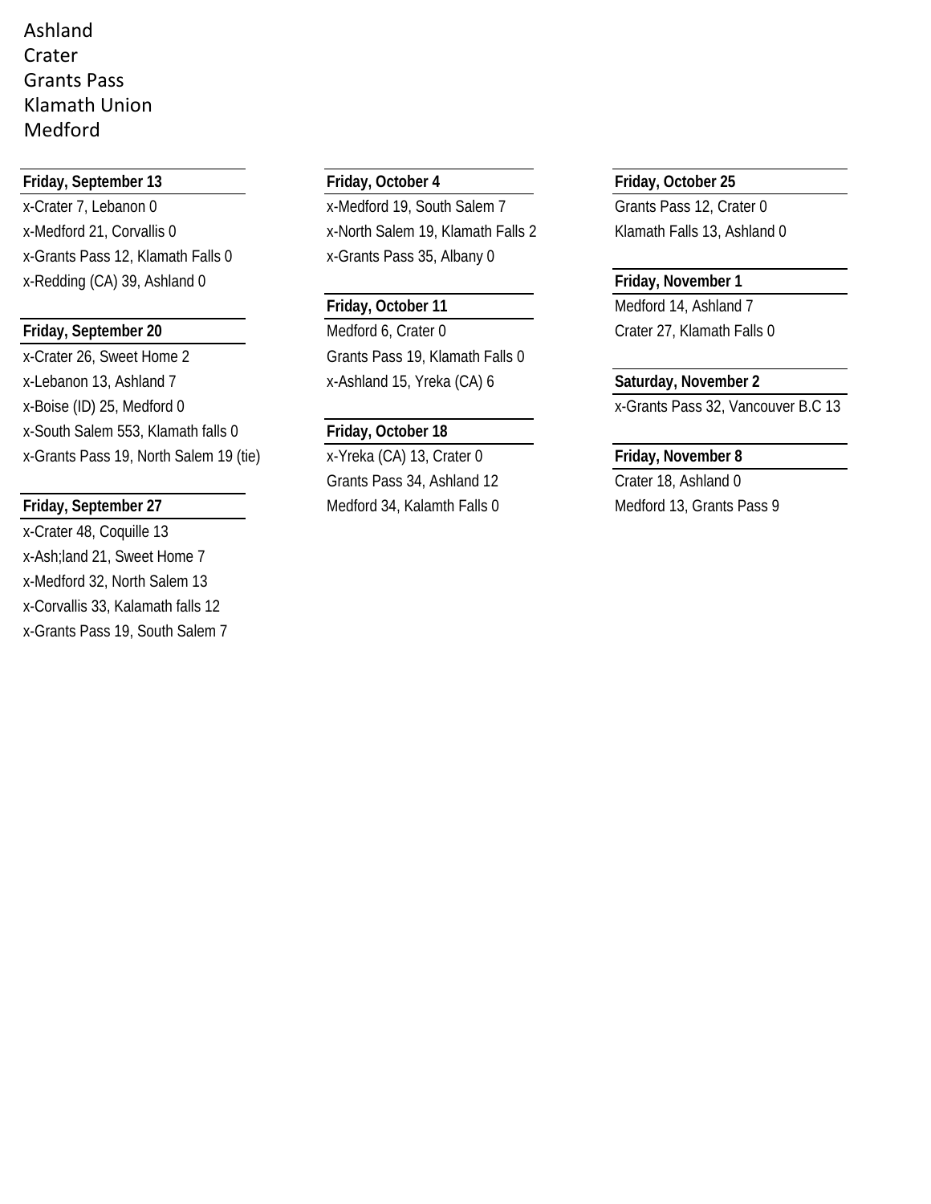Ashland
Crater
Grants Pass
Klamath Union
Medford

**Friday, September 13**

x-Crater 7, Lebanon 0
x-Medford 21, Corvallis 0
x-Grants Pass 12, Klamath Falls 0
x-Redding (CA) 39, Ashland 0

**Friday, September 20**

x-Crater 26, Sweet Home 2
x-Lebanon 13, Ashland 7
x-Boise (ID) 25, Medford 0
x-South Salem 553, Klamath falls 0
x-Grants Pass 19, North Salem 19 (tie)

**Friday, September 27**

x-Crater 48, Coquille 13
x-Ash;land 21, Sweet Home 7
x-Medford 32, North Salem 13
x-Corvallis 33, Kalamath falls 12
x-Grants Pass 19, South Salem 7

**Friday, October 4**

x-Medford 19, South Salem 7
x-North Salem 19, Klamath Falls 2
x-Grants Pass 35, Albany 0

**Friday, October 11**

Medford 6, Crater 0
Grants Pass 19, Klamath Falls 0
x-Ashland 15, Yreka (CA) 6

**Friday, October 18**

x-Yreka (CA) 13, Crater 0
Grants Pass 34, Ashland 12
Medford 34, Kalamth Falls 0

**Friday, October 25**

Grants Pass 12, Crater 0
Klamath Falls 13, Ashland 0

**Friday, November 1**

Medford 14, Ashland 7
Crater 27, Klamath Falls 0

**Saturday, November 2**

x-Grants Pass 32, Vancouver B.C 13

**Friday, November 8**

Crater 18, Ashland 0
Medford 13, Grants Pass 9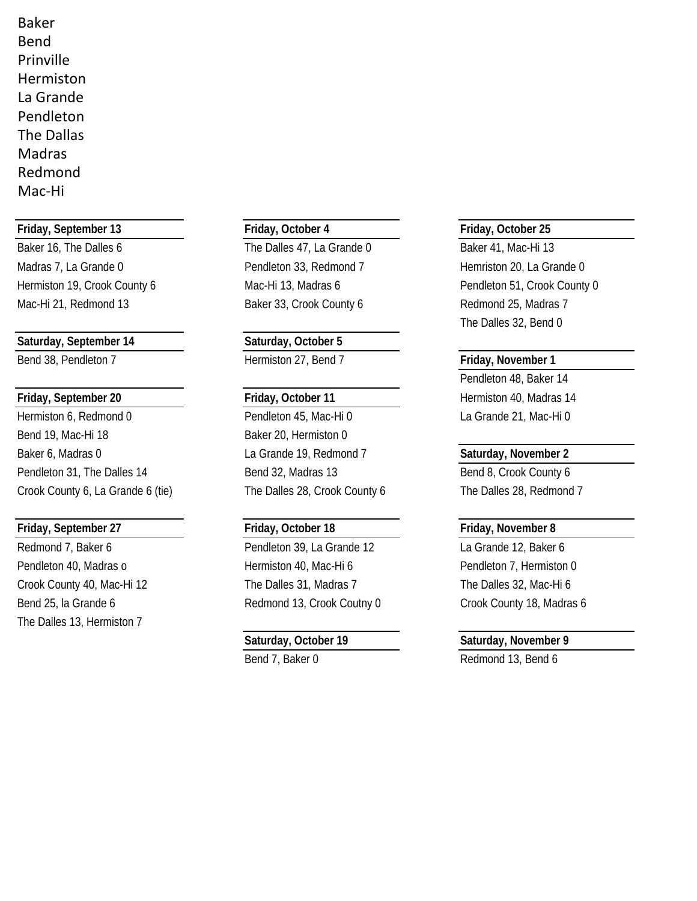Baker
Bend
Prinville
Hermiston
La Grande
Pendleton
The Dallas
Madras
Redmond
Mac-Hi

**Friday, September 13**

Baker 16, The Dalles 6
Madras 7, La Grande 0
Hermiston 19, Crook County 6
Mac-Hi 21, Redmond 13

**Saturday, September 14**

Bend 38, Pendleton 7

**Friday, September 20**

Hermiston 6, Redmond 0
Bend 19, Mac-Hi 18
Baker 6, Madras 0
Pendleton 31, The Dalles 14
Crook County 6, La Grande 6 (tie)

**Friday, September 27**

Redmond 7, Baker 6
Pendleton 40, Madras o
Crook County 40, Mac-Hi 12
Bend 25, la Grande 6
The Dalles 13, Hermiston 7

**Friday, October 4**

The Dalles 47, La Grande 0
Pendleton 33, Redmond 7
Mac-Hi 13, Madras 6
Baker 33, Crook County 6

**Saturday, October 5**

Hermiston 27, Bend 7

**Friday, October 11**

Pendleton 45, Mac-Hi 0
Baker 20, Hermiston 0
La Grande 19, Redmond 7
Bend 32, Madras 13
The Dalles 28, Crook County 6

**Friday, October 18**

Pendleton 39, La Grande 12
Hermiston 40, Mac-Hi 6
The Dalles 31, Madras 7
Redmond 13, Crook Coutny 0

**Saturday, October 19**

Bend 7, Baker 0

**Friday, October 25**

Baker 41, Mac-Hi 13
Hemriston 20, La Grande 0
Pendleton 51, Crook County 0
Redmond 25, Madras 7
The Dalles 32, Bend 0

**Friday, November 1**

Pendleton 48, Baker 14
Hermiston 40, Madras 14
La Grande 21, Mac-Hi 0

**Saturday, November 2**

Bend 8, Crook County 6
The Dalles 28, Redmond 7

**Friday, November 8**

La Grande 12, Baker 6
Pendleton 7, Hermiston 0
The Dalles 32, Mac-Hi 6
Crook County 18, Madras 6

**Saturday, November 9**

Redmond 13, Bend 6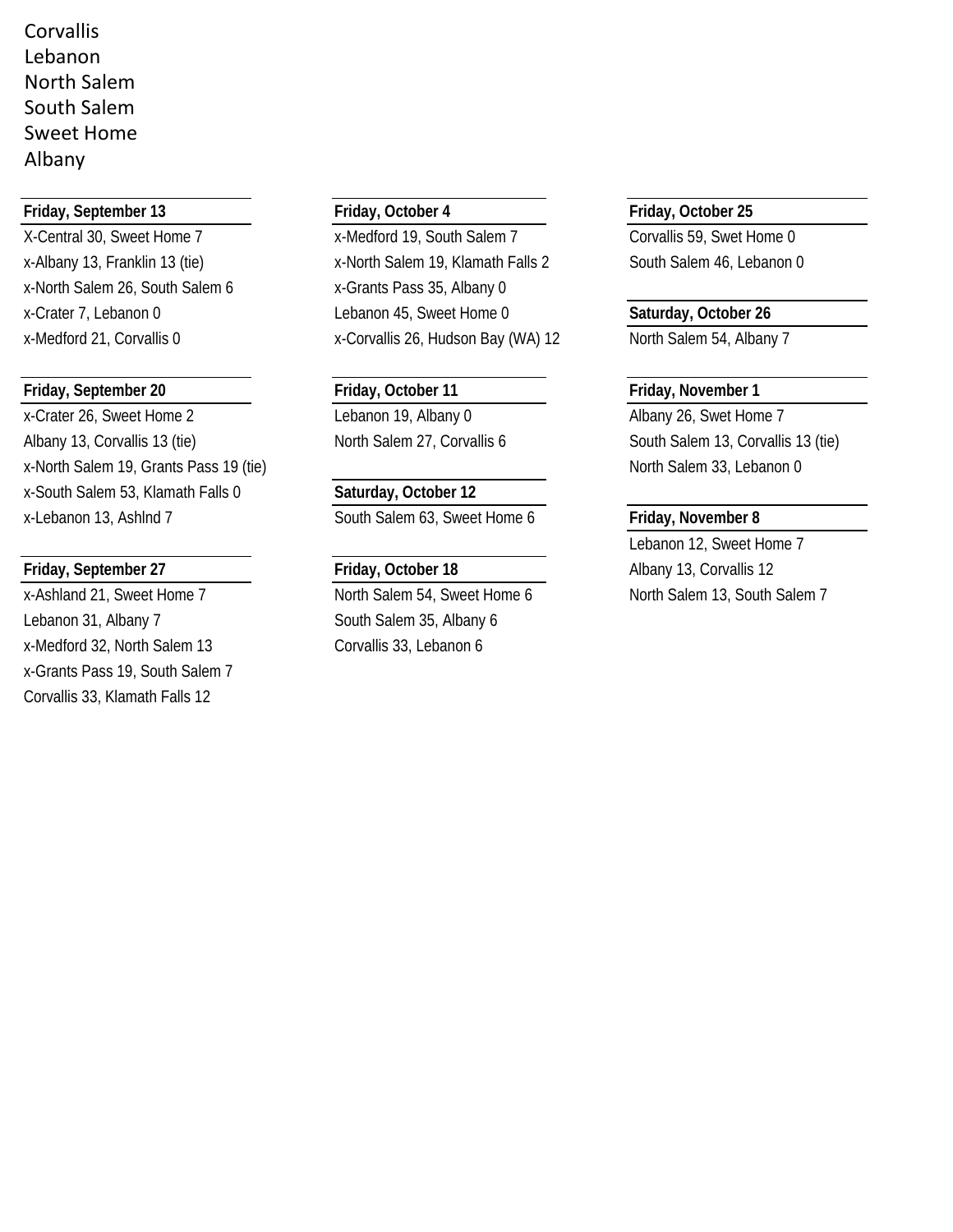Corvallis
Lebanon
North Salem
South Salem
Sweet Home
Albany

**Friday, September 13**

X-Central 30, Sweet Home 7
x-Albany 13, Franklin 13 (tie)
x-North Salem 26, South Salem 6
x-Crater 7, Lebanon 0
x-Medford 21, Corvallis 0

**Friday, September 20**

x-Crater 26, Sweet Home 2
Albany 13, Corvallis 13 (tie)
x-North Salem 19, Grants Pass 19 (tie)
x-South Salem 53, Klamath Falls 0
x-Lebanon 13, Ashlnd 7

**Friday, September 27**

x-Ashland 21, Sweet Home 7
Lebanon 31, Albany 7
x-Medford 32, North Salem 13
x-Grants Pass 19, South Salem 7
Corvallis 33, Klamath Falls 12

**Friday, October 4**

x-Medford 19, South Salem 7
x-North Salem 19, Klamath Falls 2
x-Grants Pass 35, Albany 0
Lebanon 45, Sweet Home 0
x-Corvallis 26, Hudson Bay (WA) 12

**Friday, October 11**

Lebanon 19, Albany 0
North Salem 27, Corvallis 6

**Saturday, October 12**

South Salem 63, Sweet Home 6

**Friday, October 18**

North Salem 54, Sweet Home 6
South Salem 35, Albany 6
Corvallis 33, Lebanon 6

**Friday, October 25**

Corvallis 59, Swet Home 0
South Salem 46, Lebanon 0

**Saturday, October 26**

North Salem 54, Albany 7

**Friday, November 1**

Albany 26, Swet Home 7
South Salem 13, Corvallis 13 (tie)
North Salem 33, Lebanon 0

**Friday, November 8**

Lebanon 12, Sweet Home 7
Albany 13, Corvallis 12
North Salem 13, South Salem 7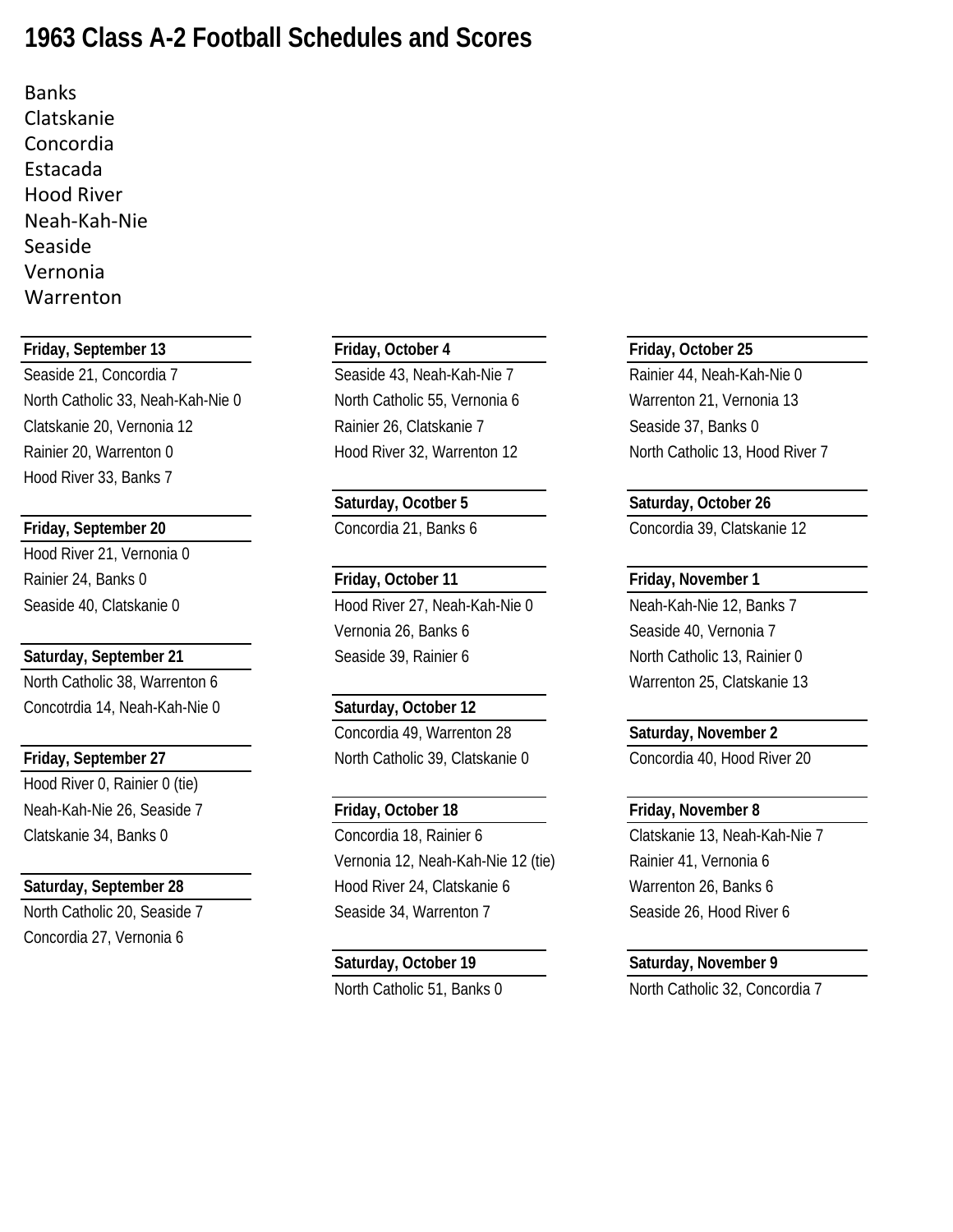# 1963 Class A-2 Football Schedules and Scores

Banks
Clatskanie
Concordia
Estacada
Hood River
Neah-Kah-Nie
Seaside
Vernonia
Warrenton

**Friday, September 13**

Seaside 21, Concordia 7
North Catholic 33, Neah-Kah-Nie 0
Clatskanie 20, Vernonia 12
Rainier 20, Warrenton 0
Hood River 33, Banks 7

**Friday, September 20**

Hood River 21, Vernonia 0
Rainier 24, Banks 0
Seaside 40, Clatskanie 0

**Saturday, September 21**

North Catholic 38, Warrenton 6
Concotrdia 14, Neah-Kah-Nie 0

**Friday, September 27**

Hood River 0, Rainier 0 (tie)
Neah-Kah-Nie 26, Seaside 7
Clatskanie 34, Banks 0

**Saturday, September 28**

North Catholic 20, Seaside 7
Concordia 27, Vernonia 6

**Friday, October 4**

Seaside 43, Neah-Kah-Nie 7
North Catholic 55, Vernonia 6
Rainier 26, Clatskanie 7
Hood River 32, Warrenton 12

**Saturday, Ocotber 5**

Concordia 21, Banks 6

**Friday, October 11**

Hood River 27, Neah-Kah-Nie 0
Vernonia 26, Banks 6
Seaside 39, Rainier 6

**Saturday, October 12**

Concordia 49, Warrenton 28
North Catholic 39, Clatskanie 0

**Friday, October 18**

Concordia 18, Rainier 6
Vernonia 12, Neah-Kah-Nie 12 (tie)
Hood River 24, Clatskanie 6
Seaside 34, Warrenton 7

**Saturday, October 19**

North Catholic 51, Banks 0

**Friday, October 25**

Rainier 44, Neah-Kah-Nie 0
Warrenton 21, Vernonia 13
Seaside 37, Banks 0
North Catholic 13, Hood River 7

**Saturday, October 26**

Concordia 39, Clatskanie 12

**Friday, November 1**

Neah-Kah-Nie 12, Banks 7
Seaside 40, Vernonia 7
North Catholic 13, Rainier 0
Warrenton 25, Clatskanie 13

**Saturday, November 2**

Concordia 40, Hood River 20

**Friday, November 8**

Clatskanie 13, Neah-Kah-Nie 7
Rainier 41, Vernonia 6
Warrenton 26, Banks 6
Seaside 26, Hood River 6

**Saturday, November 9**

North Catholic 32, Concordia 7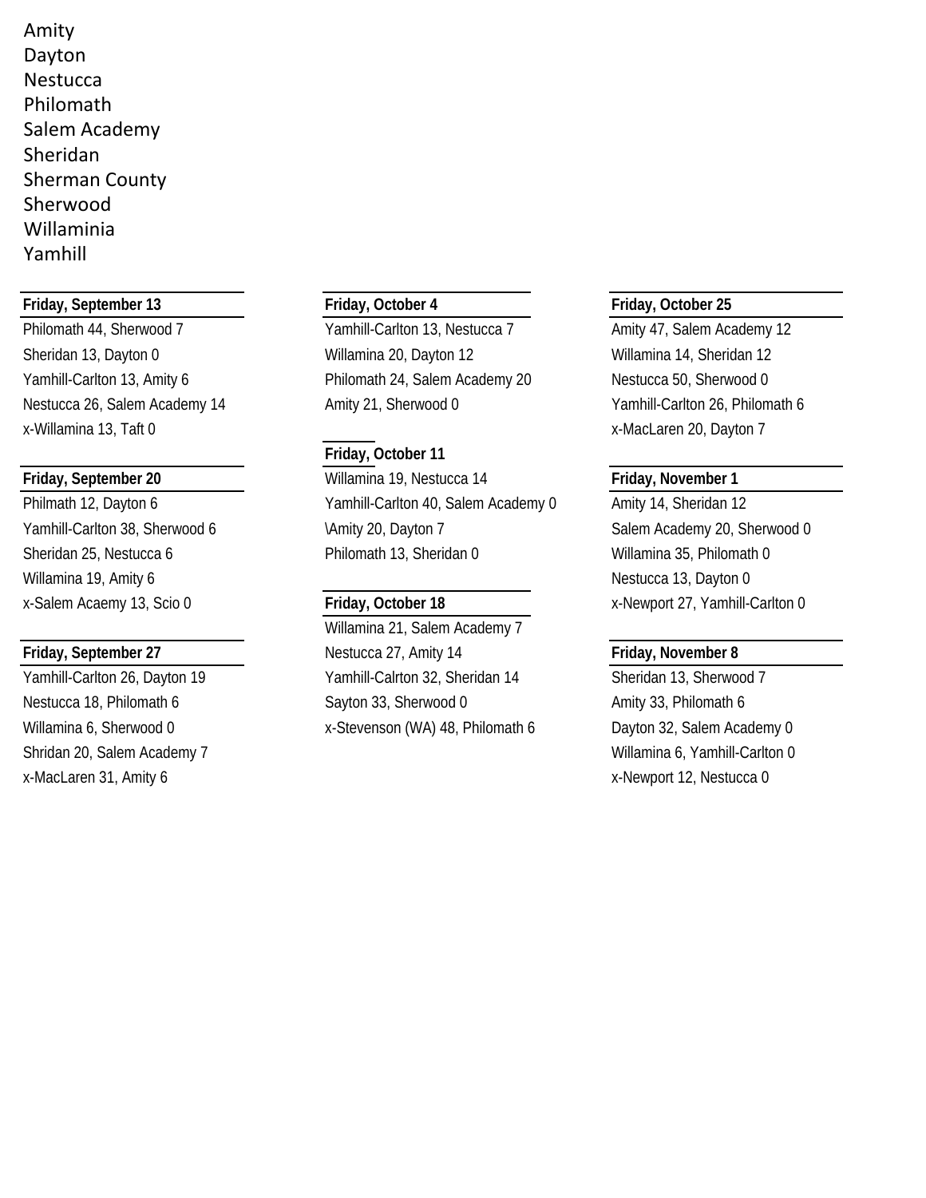Amity
Dayton
Nestucca
Philomath
Salem Academy
Sheridan
Sherman County
Sherwood
Willaminia
Yamhill

**Friday, September 13**

Philomath 44, Sherwood 7
Sheridan 13, Dayton 0
Yamhill-Carlton 13, Amity 6
Nestucca 26, Salem Academy 14
x-Willamina 13, Taft 0

**Friday, September 20**

Philmath 12, Dayton 6
Yamhill-Carlton 38, Sherwood 6
Sheridan 25, Nestucca 6
Willamina 19, Amity 6
x-Salem Acaemy 13, Scio 0

**Friday, September 27**

Yamhill-Carlton 26, Dayton 19
Nestucca 18, Philomath 6
Willamina 6, Sherwood 0
Shridan 20, Salem Academy 7
x-MacLaren 31, Amity 6

**Friday, October 4**

Yamhill-Carlton 13, Nestucca 7
Willamina 20, Dayton 12
Philomath 24, Salem Academy 20
Amity 21, Sherwood 0

**Friday, October 11**

Willamina 19, Nestucca 14
Yamhill-Carlton 40, Salem Academy 0
\Amity 20, Dayton 7
Philomath 13, Sheridan 0

**Friday, October 18**

Willamina 21, Salem Academy 7
Nestucca 27, Amity 14
Yamhill-Calrton 32, Sheridan 14
Sayton 33, Sherwood 0
x-Stevenson (WA) 48, Philomath 6

**Friday, October 25**

Amity 47, Salem Academy 12
Willamina 14, Sheridan 12
Nestucca 50, Sherwood 0
Yamhill-Carlton 26, Philomath 6
x-MacLaren 20, Dayton 7

**Friday, November 1**

Amity 14, Sheridan 12
Salem Academy 20, Sherwood 0
Willamina 35, Philomath 0
Nestucca 13, Dayton 0
x-Newport 27, Yamhill-Carlton 0

**Friday, November 8**

Sheridan 13, Sherwood 7
Amity 33, Philomath 6
Dayton 32, Salem Academy 0
Willamina 6, Yamhill-Carlton 0
x-Newport 12, Nestucca 0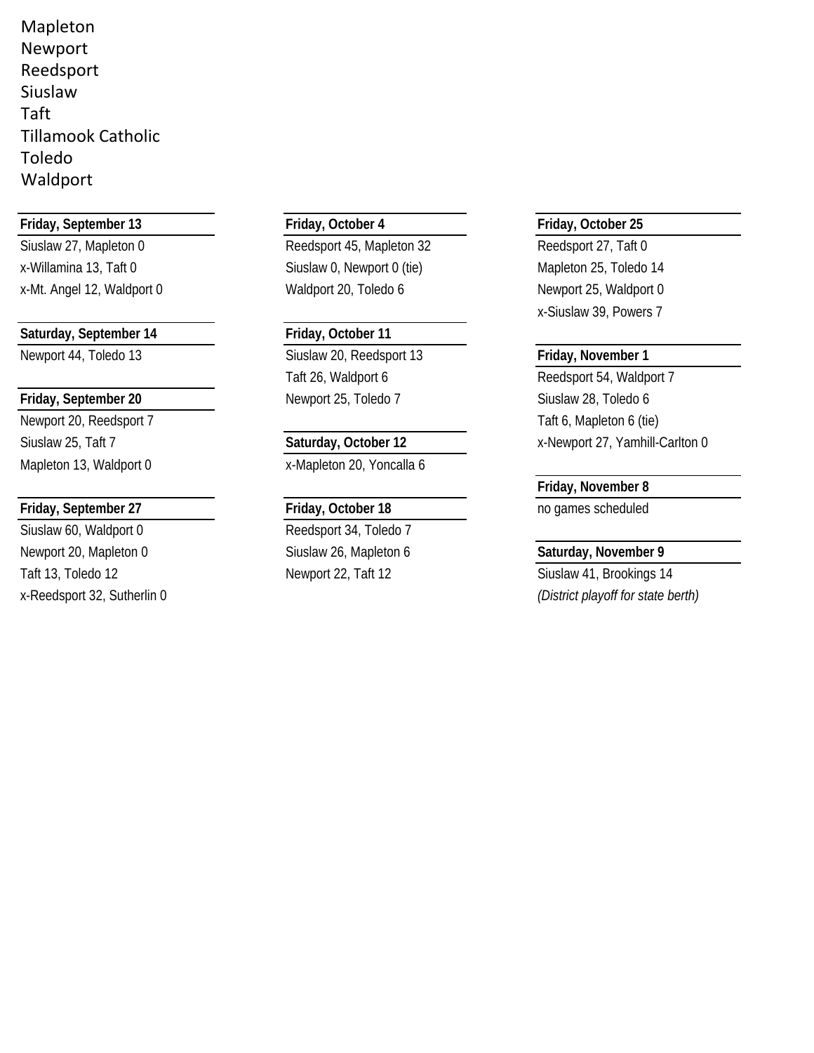Mapleton
Newport
Reedsport
Siuslaw
Taft
Tillamook Catholic
Toledo
Waldport

**Friday, September 13**

Siuslaw 27, Mapleton 0
x-Willamina 13, Taft 0
x-Mt. Angel 12, Waldport 0

**Saturday, September 14**

Newport 44, Toledo 13

**Friday, September 20**

Newport 20, Reedsport 7
Siuslaw 25, Taft 7
Mapleton 13, Waldport 0

**Friday, September 27**

Siuslaw 60, Waldport 0
Newport 20, Mapleton 0
Taft 13, Toledo 12
x-Reedsport 32, Sutherlin 0

**Friday, October 4**

Reedsport 45, Mapleton 32
Siuslaw 0, Newport 0 (tie)
Waldport 20, Toledo 6

**Friday, October 11**

Siuslaw 20, Reedsport 13
Taft 26, Waldport 6
Newport 25, Toledo 7

**Saturday, October 12**

x-Mapleton 20, Yoncalla 6

**Friday, October 18**

Reedsport 34, Toledo 7
Siuslaw 26, Mapleton 6
Newport 22, Taft 12

**Friday, October 25**

Reedsport 27, Taft 0
Mapleton 25, Toledo 14
Newport 25, Waldport 0
x-Siuslaw 39, Powers 7

**Friday, November 1**

Reedsport 54, Waldport 7
Siuslaw 28, Toledo 6
Taft 6, Mapleton 6 (tie)
x-Newport 27, Yamhill-Carlton 0

**Friday, November 8**

no games scheduled

**Saturday, November 9**

Siuslaw 41, Brookings 14
*(District playoff for state berth)*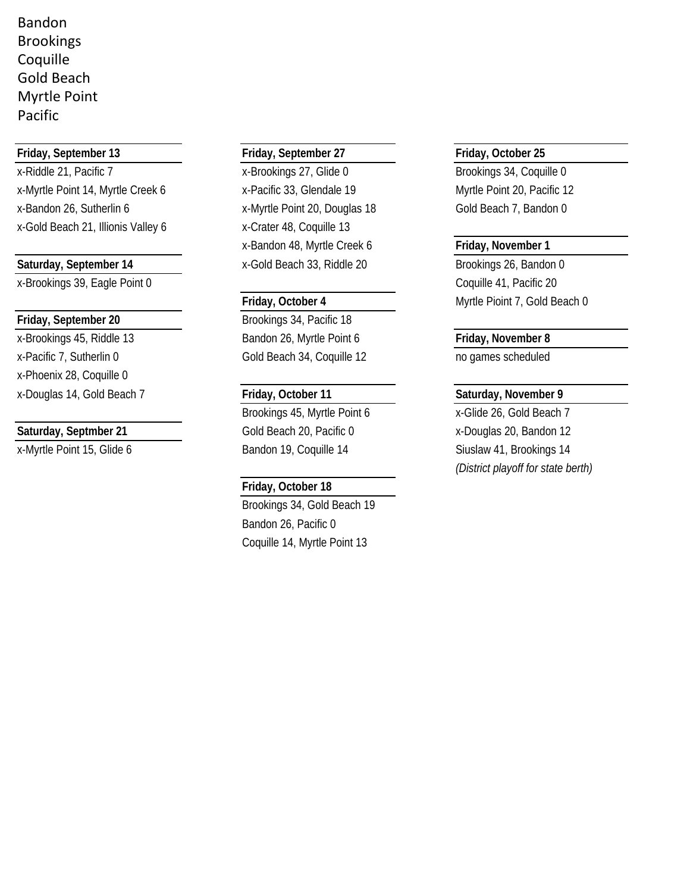Bandon
Brookings
Coquille
Gold Beach
Myrtle Point
Pacific

**Friday, September 13**

x-Riddle 21, Pacific 7
x-Myrtle Point 14, Myrtle Creek 6
x-Bandon 26, Sutherlin 6
x-Gold Beach 21, Illionis Valley 6

**Saturday, September 14**

x-Brookings 39, Eagle Point 0

**Friday, September 20**

x-Brookings 45, Riddle 13
x-Pacific 7, Sutherlin 0
x-Phoenix 28, Coquille 0
x-Douglas 14, Gold Beach 7

**Saturday, Septmber 21**

x-Myrtle Point 15, Glide 6

**Friday, September 27**

x-Brookings 27, Glide 0
x-Pacific 33, Glendale 19
x-Myrtle Point 20, Douglas 18
x-Crater 48, Coquille 13
x-Bandon 48, Myrtle Creek 6
x-Gold Beach 33, Riddle 20

**Friday, October 4**

Brookings 34, Pacific 18
Bandon 26, Myrtle Point 6
Gold Beach 34, Coquille 12

**Friday, October 11**

Brookings 45, Myrtle Point 6
Gold Beach 20, Pacific 0
Bandon 19, Coquille 14

**Friday, October 18**

Brookings 34, Gold Beach 19
Bandon 26, Pacific 0
Coquille 14, Myrtle Point 13

**Friday, October 25**

Brookings 34, Coquille 0
Myrtle Point 20, Pacific 12
Gold Beach 7, Bandon 0

**Friday, November 1**

Brookings 26, Bandon 0
Coquille 41, Pacific 20
Myrtle Pioint 7, Gold Beach 0

**Friday, November 8**

no games scheduled

**Saturday, November 9**

x-Glide 26, Gold Beach 7
x-Douglas 20, Bandon 12
Siuslaw 41, Brookings 14
*(District playoff for state berth)*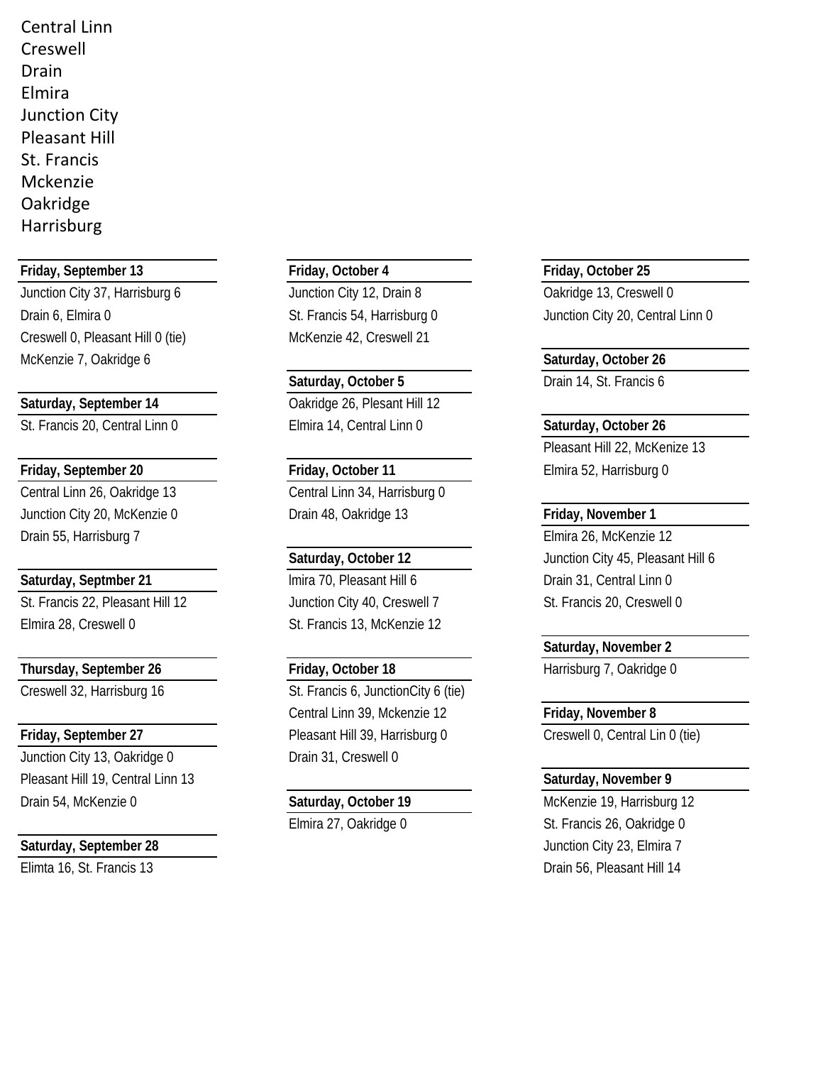Central Linn
Creswell
Drain
Elmira
Junction City
Pleasant Hill
St. Francis
Mckenzie
Oakridge
Harrisburg

**Friday, September 13**

Junction City 37, Harrisburg 6
Drain 6, Elmira 0
Creswell 0, Pleasant Hill 0 (tie)
McKenzie 7, Oakridge 6

**Saturday, September 14**

St. Francis 20, Central Linn 0

**Friday, September 20**

Central Linn 26, Oakridge 13
Junction City 20, McKenzie 0
Drain 55, Harrisburg 7

**Saturday, Septmber 21**

St. Francis 22, Pleasant Hill 12
Elmira 28, Creswell 0

**Thursday, September 26**

Creswell 32, Harrisburg 16

**Friday, September 27**

Junction City 13, Oakridge 0
Pleasant Hill 19, Central Linn 13
Drain 54, McKenzie 0

**Saturday, September 28**

Elimta 16, St. Francis 13

**Friday, October 4**

Junction City 12, Drain 8
St. Francis 54, Harrisburg 0
McKenzie 42, Creswell 21

**Saturday, October 5**

Oakridge 26, Plesant Hill 12
Elmira 14, Central Linn 0

**Friday, October 11**

Central Linn 34, Harrisburg 0
Drain 48, Oakridge 13

**Saturday, October 12**

lmira 70, Pleasant Hill 6
Junction City 40, Creswell 7
St. Francis 13, McKenzie 12

**Friday, October 18**

St. Francis 6, JunctionCity 6 (tie)
Central Linn 39, Mckenzie 12
Pleasant Hill 39, Harrisburg 0
Drain 31, Creswell 0

**Saturday, October 19**

Elmira 27, Oakridge 0

**Friday, October 25**

Oakridge 13, Creswell 0
Junction City 20, Central Linn 0

**Saturday, October 26**

Drain 14, St. Francis 6

**Saturday, October 26**

Pleasant Hill 22, McKenize 13
Elmira 52, Harrisburg 0

**Friday, November 1**

Elmira 26, McKenzie 12
Junction City 45, Pleasant Hill 6
Drain 31, Central Linn 0
St. Francis 20, Creswell 0

**Saturday, November 2**

Harrisburg 7, Oakridge 0

**Friday, November 8**

Creswell 0, Central Lin 0 (tie)

**Saturday, November 9**

McKenzie 19, Harrisburg 12
St. Francis 26, Oakridge 0
Junction City 23, Elmira 7
Drain 56, Pleasant Hill 14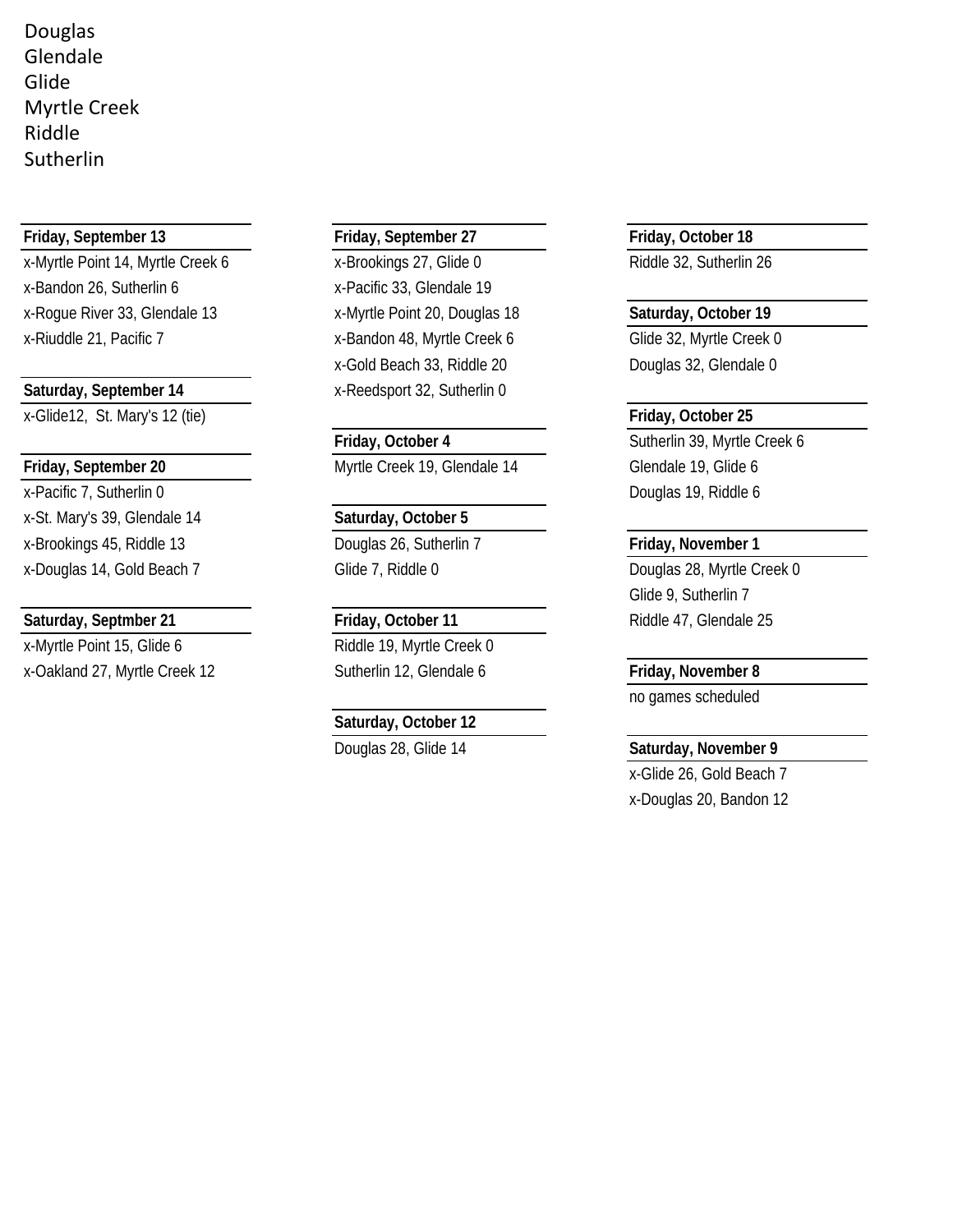Douglas
Glendale
Glide
Myrtle Creek
Riddle
Sutherlin

**Friday, September 13**

x-Myrtle Point 14, Myrtle Creek 6
x-Bandon 26, Sutherlin 6
x-Rogue River 33, Glendale 13
x-Riuddle 21, Pacific 7

**Saturday, September 14**

x-Glide12, St. Mary's 12 (tie)

**Friday, September 20**

x-Pacific 7, Sutherlin 0
x-St. Mary's 39, Glendale 14
x-Brookings 45, Riddle 13
x-Douglas 14, Gold Beach 7

**Saturday, Septmber 21**

x-Myrtle Point 15, Glide 6
x-Oakland 27, Myrtle Creek 12

**Friday, September 27**

x-Brookings 27, Glide 0
x-Pacific 33, Glendale 19
x-Myrtle Point 20, Douglas 18
x-Bandon 48, Myrtle Creek 6
x-Gold Beach 33, Riddle 20
x-Reedsport 32, Sutherlin 0

**Friday, October 4**

Myrtle Creek 19, Glendale 14

**Saturday, October 5**

Douglas 26, Sutherlin 7
Glide 7, Riddle 0

**Friday, October 11**

Riddle 19, Myrtle Creek 0
Sutherlin 12, Glendale 6

**Saturday, October 12**

Douglas 28, Glide 14

**Friday, October 18**

Riddle 32, Sutherlin 26

**Saturday, October 19**

Glide 32, Myrtle Creek 0
Douglas 32, Glendale 0

**Friday, October 25**

Sutherlin 39, Myrtle Creek 6
Glendale 19, Glide 6
Douglas 19, Riddle 6

**Friday, November 1**

Douglas 28, Myrtle Creek 0
Glide 9, Sutherlin 7
Riddle 47, Glendale 25

**Friday, November 8**

no games scheduled

**Saturday, November 9**

x-Glide 26, Gold Beach 7
x-Douglas 20, Bandon 12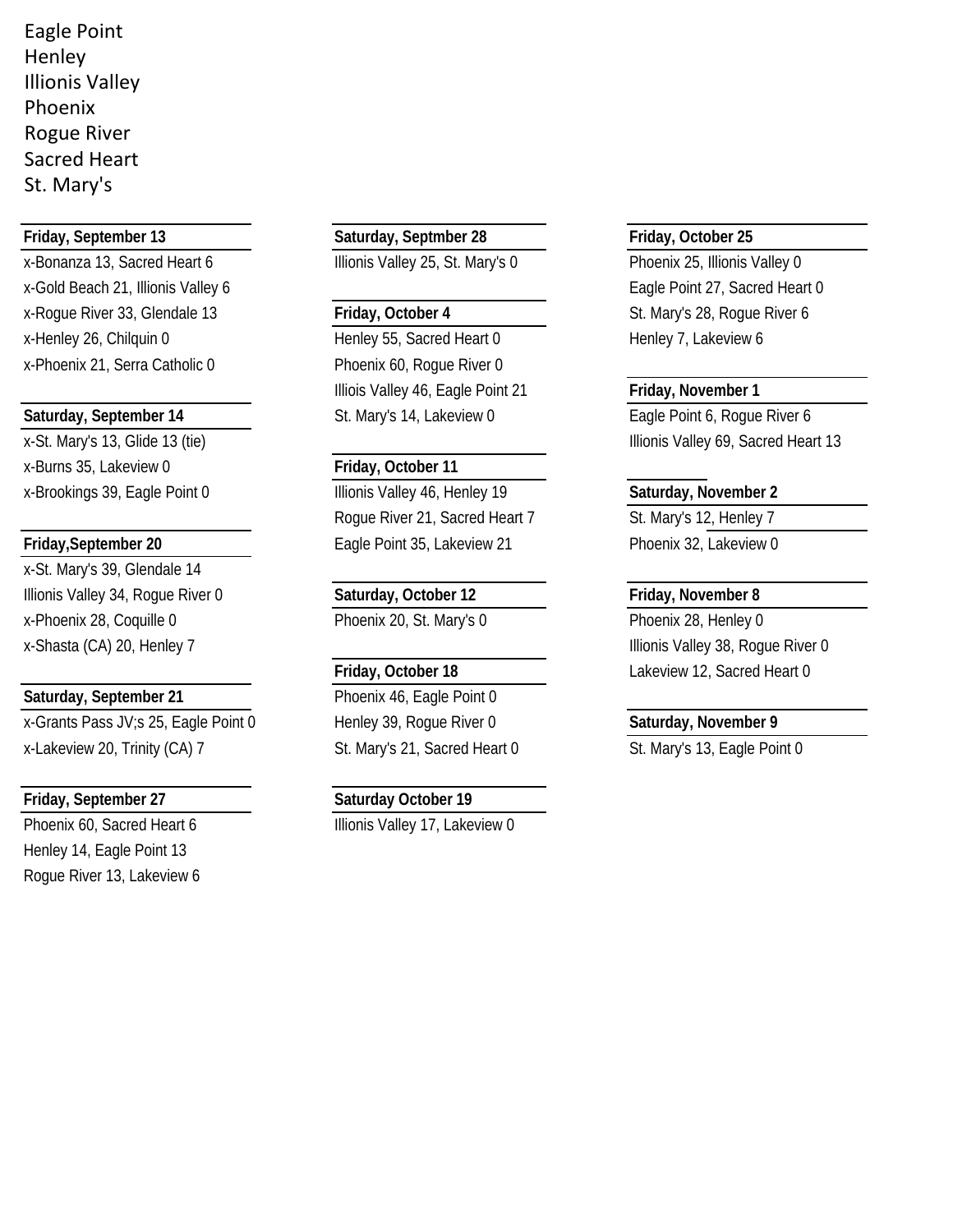Eagle Point
Henley
Illionis Valley
Phoenix
Rogue River
Sacred Heart
St. Mary's

**Friday, September 13**

x-Bonanza 13, Sacred Heart 6
x-Gold Beach 21, Illionis Valley 6
x-Rogue River 33, Glendale 13
x-Henley 26, Chilquin 0
x-Phoenix 21, Serra Catholic 0

**Saturday, September 14**

x-St. Mary's 13, Glide 13 (tie)
x-Burns 35, Lakeview 0
x-Brookings 39, Eagle Point 0

**Friday,September 20**

x-St. Mary's 39, Glendale 14
Illionis Valley 34, Rogue River 0
x-Phoenix 28, Coquille 0
x-Shasta (CA) 20, Henley 7

**Saturday, September 21**

x-Grants Pass JV;s 25, Eagle Point 0
x-Lakeview 20, Trinity (CA) 7

**Friday, September 27**

Phoenix 60, Sacred Heart 6
Henley 14, Eagle Point 13
Rogue River 13, Lakeview 6

**Saturday, Septmber 28**

Illionis Valley 25, St. Mary's 0

**Friday, October 4**

Henley 55, Sacred Heart 0
Phoenix 60, Rogue River 0
Illiois Valley 46, Eagle Point 21
St. Mary's 14, Lakeview 0

**Friday, October 11**

Illionis Valley 46, Henley 19
Rogue River 21, Sacred Heart 7
Eagle Point 35, Lakeview 21

**Saturday, October 12**

Phoenix 20, St. Mary's 0

**Friday, October 18**

Phoenix 46, Eagle Point 0
Henley 39, Rogue River 0
St. Mary's 21, Sacred Heart 0

**Saturday October 19**

Illionis Valley 17, Lakeview 0

**Friday, October 25**

Phoenix 25, Illionis Valley 0
Eagle Point 27, Sacred Heart 0
St. Mary's 28, Rogue River 6
Henley 7, Lakeview 6

**Friday, November 1**

Eagle Point 6, Rogue River 6
Illionis Valley 69, Sacred Heart 13

**Saturday, November 2**

St. Mary's 12, Henley 7
Phoenix 32, Lakeview 0

**Friday, November 8**

Phoenix 28, Henley 0
Illionis Valley 38, Rogue River 0
Lakeview 12, Sacred Heart 0

**Saturday, November 9**

St. Mary's 13, Eagle Point 0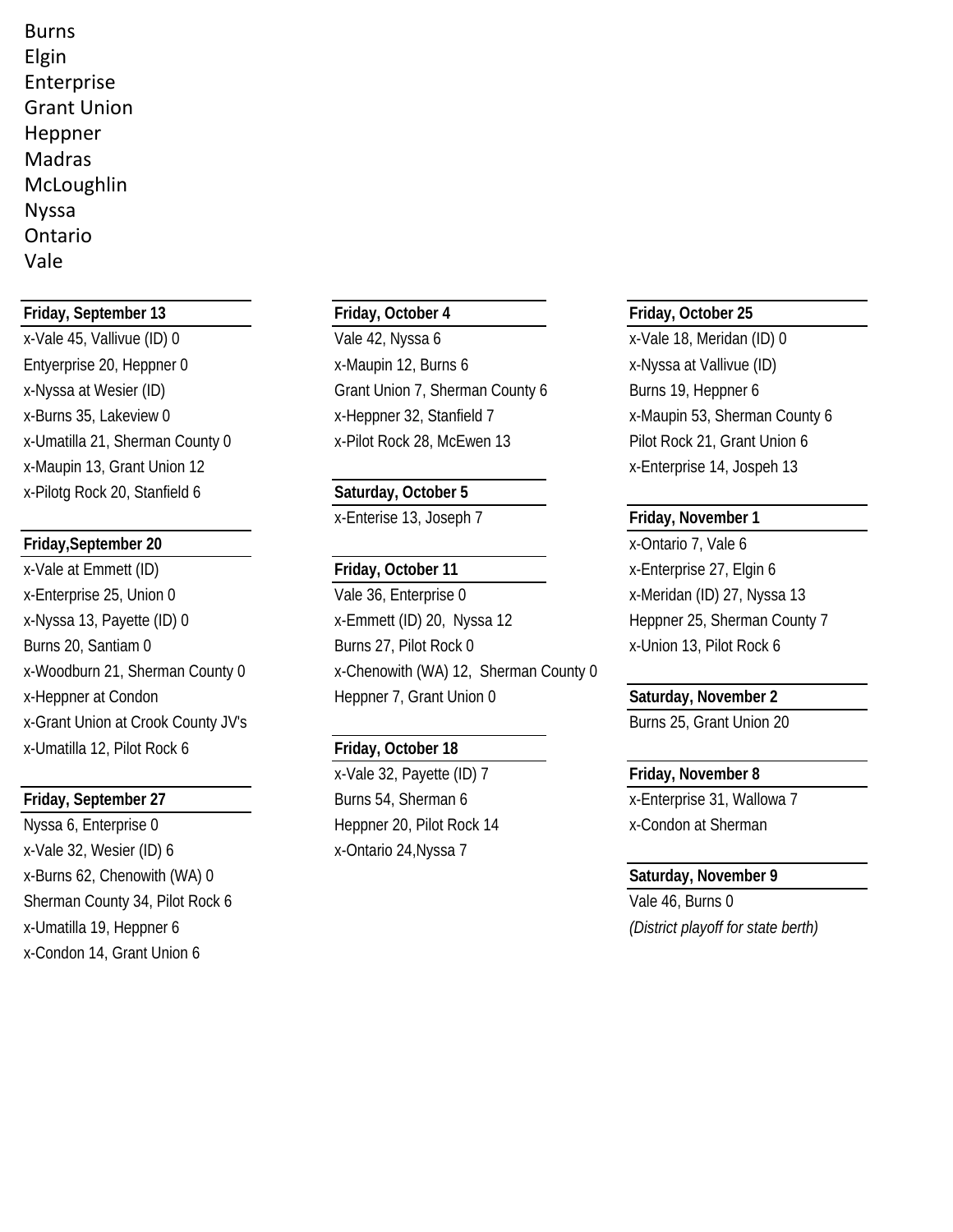Burns
Elgin
Enterprise
Grant Union
Heppner
Madras
McLoughlin
Nyssa
Ontario
Vale

**Friday, September 13**

x-Vale 45, Vallivue (ID) 0
Entyerprise 20, Heppner 0
x-Nyssa at Wesier (ID)
x-Burns 35, Lakeview 0
x-Umatilla 21, Sherman County 0
x-Maupin 13, Grant Union 12
x-Pilotg Rock 20, Stanfield 6

**Friday,September 20**

x-Vale at Emmett (ID)
x-Enterprise 25, Union 0
x-Nyssa 13, Payette (ID) 0
Burns 20, Santiam 0
x-Woodburn 21, Sherman County 0
x-Heppner at Condon
x-Grant Union at Crook County JV's
x-Umatilla 12, Pilot Rock 6

**Friday, September 27**

Nyssa 6, Enterprise 0
x-Vale 32, Wesier (ID) 6
x-Burns 62, Chenowith (WA) 0
Sherman County 34, Pilot Rock 6
x-Umatilla 19, Heppner 6
x-Condon 14, Grant Union 6

**Friday, October 4**

Vale 42, Nyssa 6
x-Maupin 12, Burns 6
Grant Union 7, Sherman County 6
x-Heppner 32, Stanfield 7
x-Pilot Rock 28, McEwen 13

**Saturday, October 5**

x-Enterise 13, Joseph 7

**Friday, October 11**

Vale 36, Enterprise 0
x-Emmett (ID) 20, Nyssa 12
Burns 27, Pilot Rock 0
x-Chenowith (WA) 12, Sherman County 0
Heppner 7, Grant Union 0

**Friday, October 18**

x-Vale 32, Payette (ID) 7
Burns 54, Sherman 6
Heppner 20, Pilot Rock 14
x-Ontario 24,Nyssa 7

**Friday, October 25**

x-Vale 18, Meridan (ID) 0
x-Nyssa at Vallivue (ID)
Burns 19, Heppner 6
x-Maupin 53, Sherman County 6
Pilot Rock 21, Grant Union 6
x-Enterprise 14, Jospeh 13

**Friday, November 1**

x-Ontario 7, Vale 6
x-Enterprise 27, Elgin 6
x-Meridan (ID) 27, Nyssa 13
Heppner 25, Sherman County 7
x-Union 13, Pilot Rock 6

**Saturday, November 2**

Burns 25, Grant Union 20

**Friday, November 8**

x-Enterprise 31, Wallowa 7
x-Condon at Sherman

**Saturday, November 9**

Vale 46, Burns 0
*(District playoff for state berth)*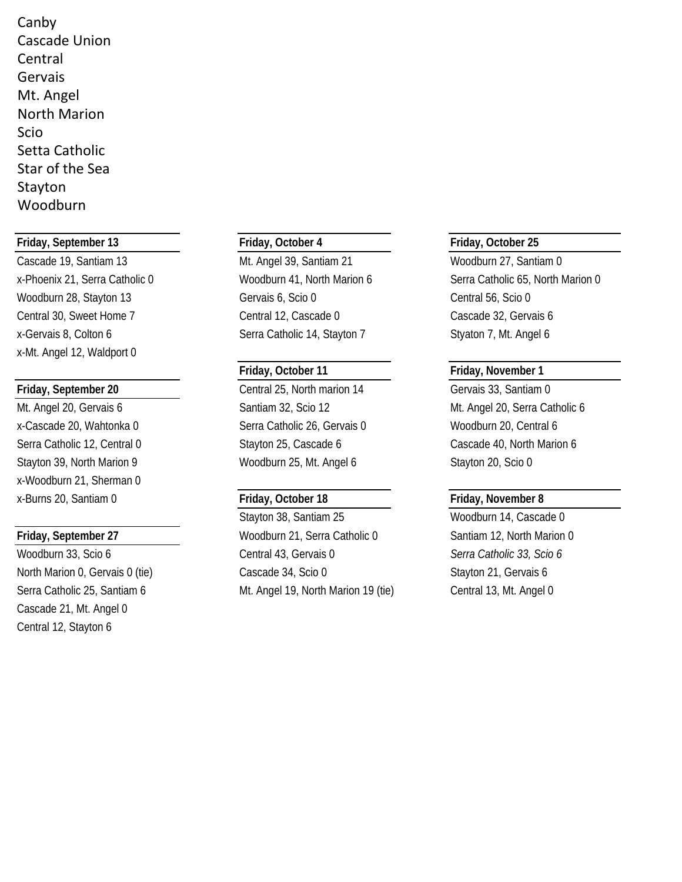Canby
Cascade Union
Central
Gervais
Mt. Angel
North Marion
Scio
Setta Catholic
Star of the Sea
Stayton
Woodburn

**Friday, September 13**

Cascade 19, Santiam 13
x-Phoenix 21, Serra Catholic 0
Woodburn 28, Stayton 13
Central 30, Sweet Home 7
x-Gervais 8, Colton 6
x-Mt. Angel 12, Waldport 0

**Friday, September 20**

Mt. Angel 20, Gervais 6
x-Cascade 20, Wahtonka 0
Serra Catholic 12, Central 0
Stayton 39, North Marion 9
x-Woodburn 21, Sherman 0
x-Burns 20, Santiam 0

**Friday, September 27**

Woodburn 33, Scio 6
North Marion 0, Gervais 0 (tie)
Serra Catholic 25, Santiam 6
Cascade 21, Mt. Angel 0
Central 12, Stayton 6

**Friday, October 4**

Mt. Angel 39, Santiam 21
Woodburn 41, North Marion 6
Gervais 6, Scio 0
Central 12, Cascade 0
Serra Catholic 14, Stayton 7

**Friday, October 11**

Central 25, North marion 14
Santiam 32, Scio 12
Serra Catholic 26, Gervais 0
Stayton 25, Cascade 6
Woodburn 25, Mt. Angel 6

**Friday, October 18**

Stayton 38, Santiam 25
Woodburn 21, Serra Catholic 0
Central 43, Gervais 0
Cascade 34, Scio 0
Mt. Angel 19, North Marion 19 (tie)

**Friday, October 25**

Woodburn 27, Santiam 0
Serra Catholic 65, North Marion 0
Central 56, Scio 0
Cascade 32, Gervais 6
Styaton 7, Mt. Angel 6

**Friday, November 1**

Gervais 33, Santiam 0
Mt. Angel 20, Serra Catholic 6
Woodburn 20, Central 6
Cascade 40, North Marion 6
Stayton 20, Scio 0

**Friday, November 8**

Woodburn 14, Cascade 0
Santiam 12, North Marion 0
*Serra Catholic 33, Scio 6*
Stayton 21, Gervais 6
Central 13, Mt. Angel 0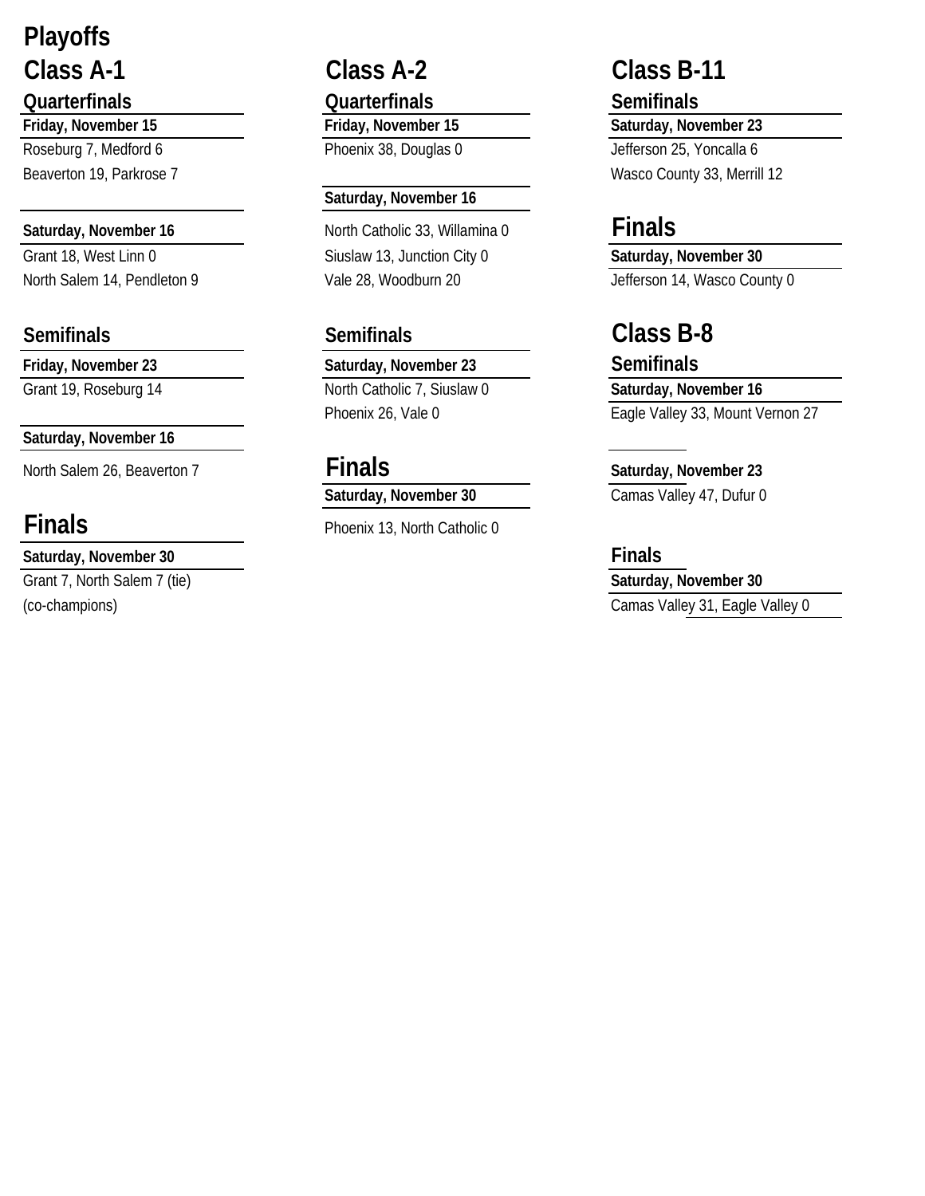# Playoffs

## Class A-1

### Quarterfinals

**Friday, November 15**

Roseburg 7, Medford 6

Beaverton 19, Parkrose 7

**Saturday, November 16**

Grant 18, West Linn 0

North Salem 14, Pendleton 9

### Semifinals

**Friday, November 23**

Grant 19, Roseburg 14

**Saturday, November 16**

North Salem 26, Beaverton 7

### Finals

**Saturday, November 30**

Grant 7, North Salem 7 (tie)

(co-champions)

## Class A-2

### Quarterfinals

**Friday, November 15**

Phoenix 38, Douglas 0

**Saturday, November 16**

North Catholic 33, Willamina 0

Siuslaw 13, Junction City 0

Vale 28, Woodburn 20

### Semifinals

**Saturday, November 23**

North Catholic 7, Siuslaw 0

Phoenix 26, Vale 0

### Finals

**Saturday, November 30**

Phoenix 13, North Catholic 0

## Class B-11

### Semifinals

**Saturday, November 23**

Jefferson 25, Yoncalla 6

Wasco County 33, Merrill 12

### Finals

**Saturday, November 30**

Jefferson 14, Wasco County 0

## Class B-8

### Semifinals

**Saturday, November 16**

Eagle Valley 33, Mount Vernon 27

**Saturday, November 23**

Camas Valley 47, Dufur 0

### Finals

**Saturday, November 30**

Camas Valley 31, Eagle Valley 0